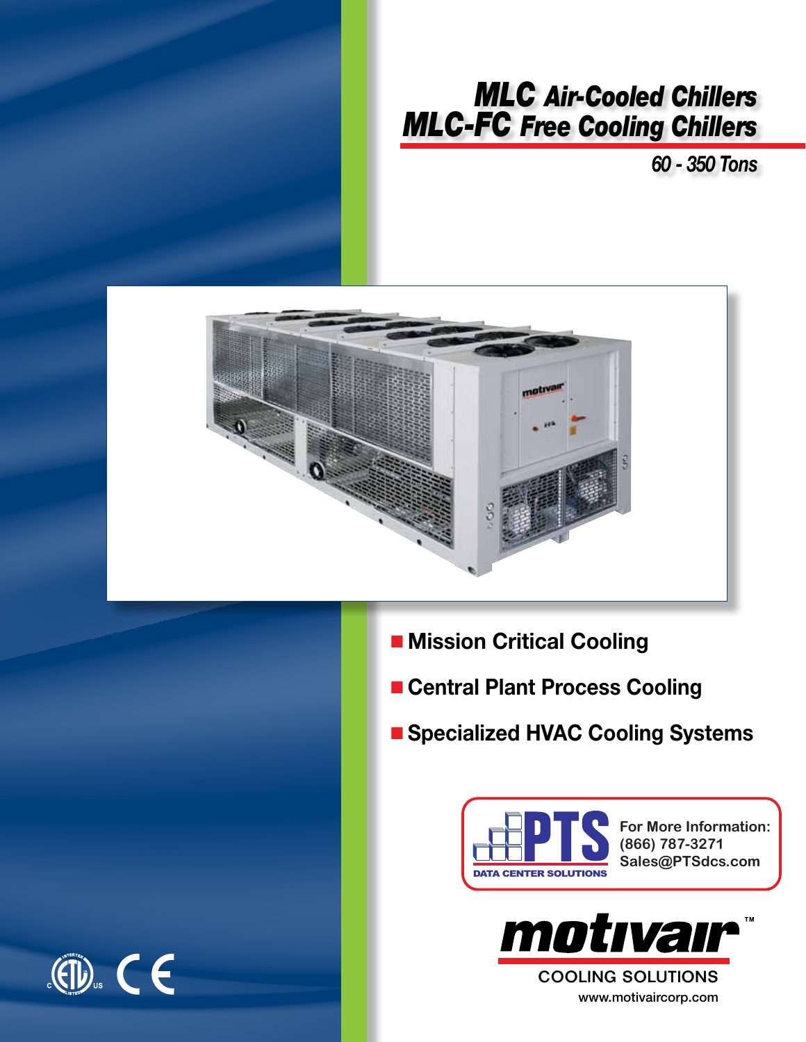# MLC Air-Cooled Chillers
# MLC-FC Free Cooling Chillers

*60 - 350 Tons*

- **Mission Critical Cooling**
- **Central Plant Process Cooling**
- **Specialized HVAC Cooling Systems**

PTS DATA CENTER SOLUTIONS

**For More Information:**
**(866) 787-3271**
**Sales@PTSdcs.com**

motivair™

COOLING SOLUTIONS

www.motivaircorp.com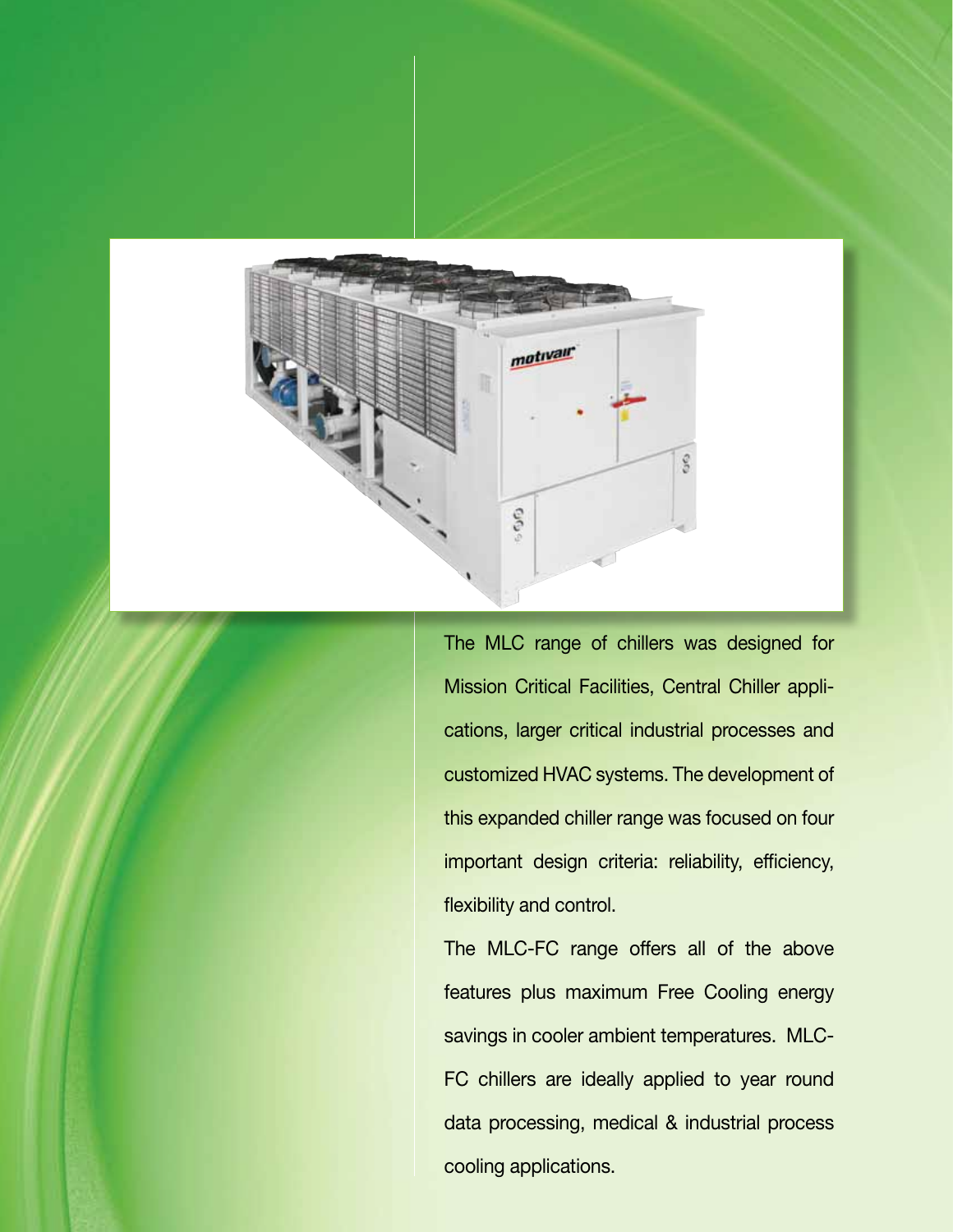The MLC range of chillers was designed for Mission Critical Facilities, Central Chiller applications, larger critical industrial processes and customized HVAC systems. The development of this expanded chiller range was focused on four important design criteria: reliability, efficiency, flexibility and control.

The MLC-FC range offers all of the above features plus maximum Free Cooling energy savings in cooler ambient temperatures. MLC-FC chillers are ideally applied to year round data processing, medical & industrial process cooling applications.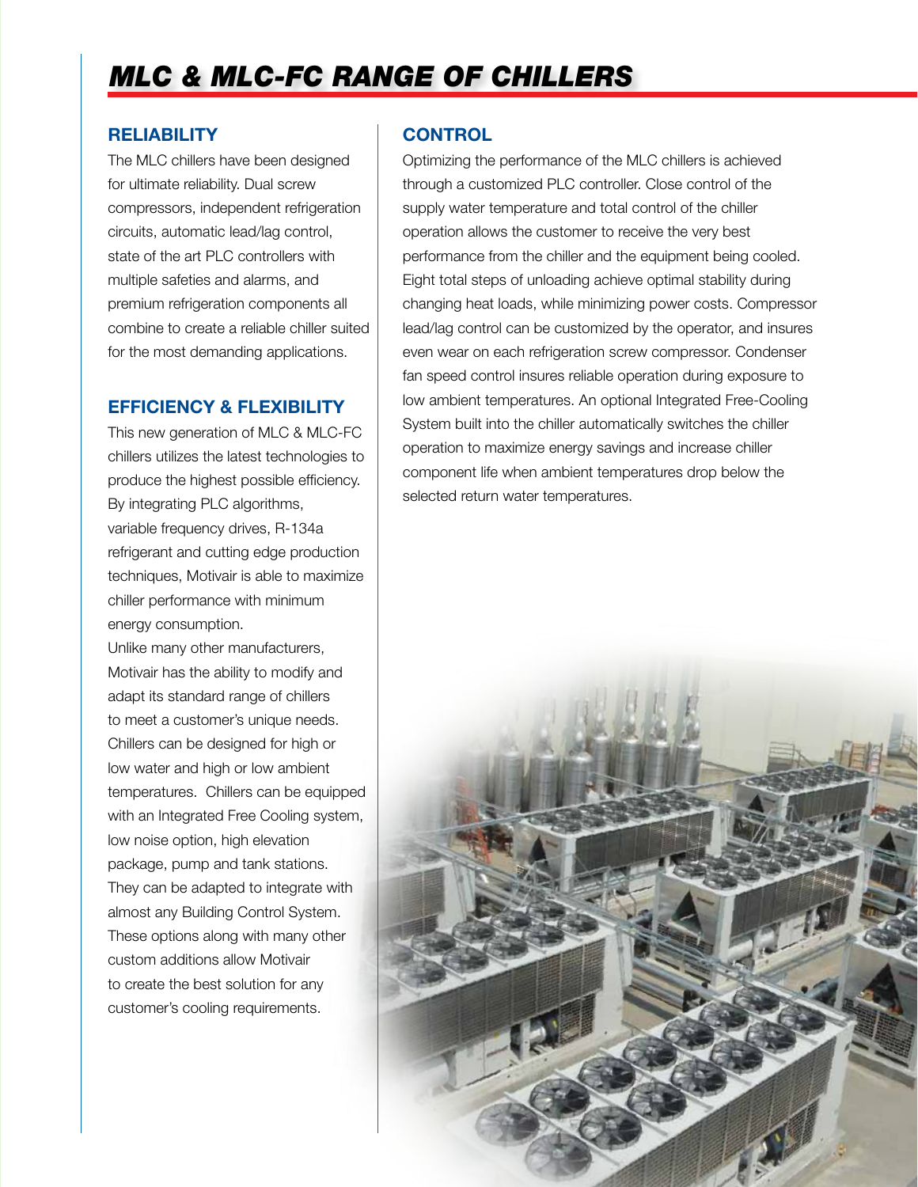# MLC & MLC-FC RANGE OF CHILLERS

## RELIABILITY

The MLC chillers have been designed for ultimate reliability. Dual screw compressors, independent refrigeration circuits, automatic lead/lag control, state of the art PLC controllers with multiple safeties and alarms, and premium refrigeration components all combine to create a reliable chiller suited for the most demanding applications.

## EFFICIENCY & FLEXIBILITY

This new generation of MLC & MLC-FC chillers utilizes the latest technologies to produce the highest possible efficiency. By integrating PLC algorithms, variable frequency drives, R-134a refrigerant and cutting edge production techniques, Motivair is able to maximize chiller performance with minimum energy consumption.

Unlike many other manufacturers, Motivair has the ability to modify and adapt its standard range of chillers to meet a customer's unique needs. Chillers can be designed for high or low water and high or low ambient temperatures. Chillers can be equipped with an Integrated Free Cooling system, low noise option, high elevation package, pump and tank stations. They can be adapted to integrate with almost any Building Control System. These options along with many other custom additions allow Motivair to create the best solution for any customer's cooling requirements.

## CONTROL

Optimizing the performance of the MLC chillers is achieved through a customized PLC controller. Close control of the supply water temperature and total control of the chiller operation allows the customer to receive the very best performance from the chiller and the equipment being cooled. Eight total steps of unloading achieve optimal stability during changing heat loads, while minimizing power costs. Compressor lead/lag control can be customized by the operator, and insures even wear on each refrigeration screw compressor. Condenser fan speed control insures reliable operation during exposure to low ambient temperatures. An optional Integrated Free-Cooling System built into the chiller automatically switches the chiller operation to maximize energy savings and increase chiller component life when ambient temperatures drop below the selected return water temperatures.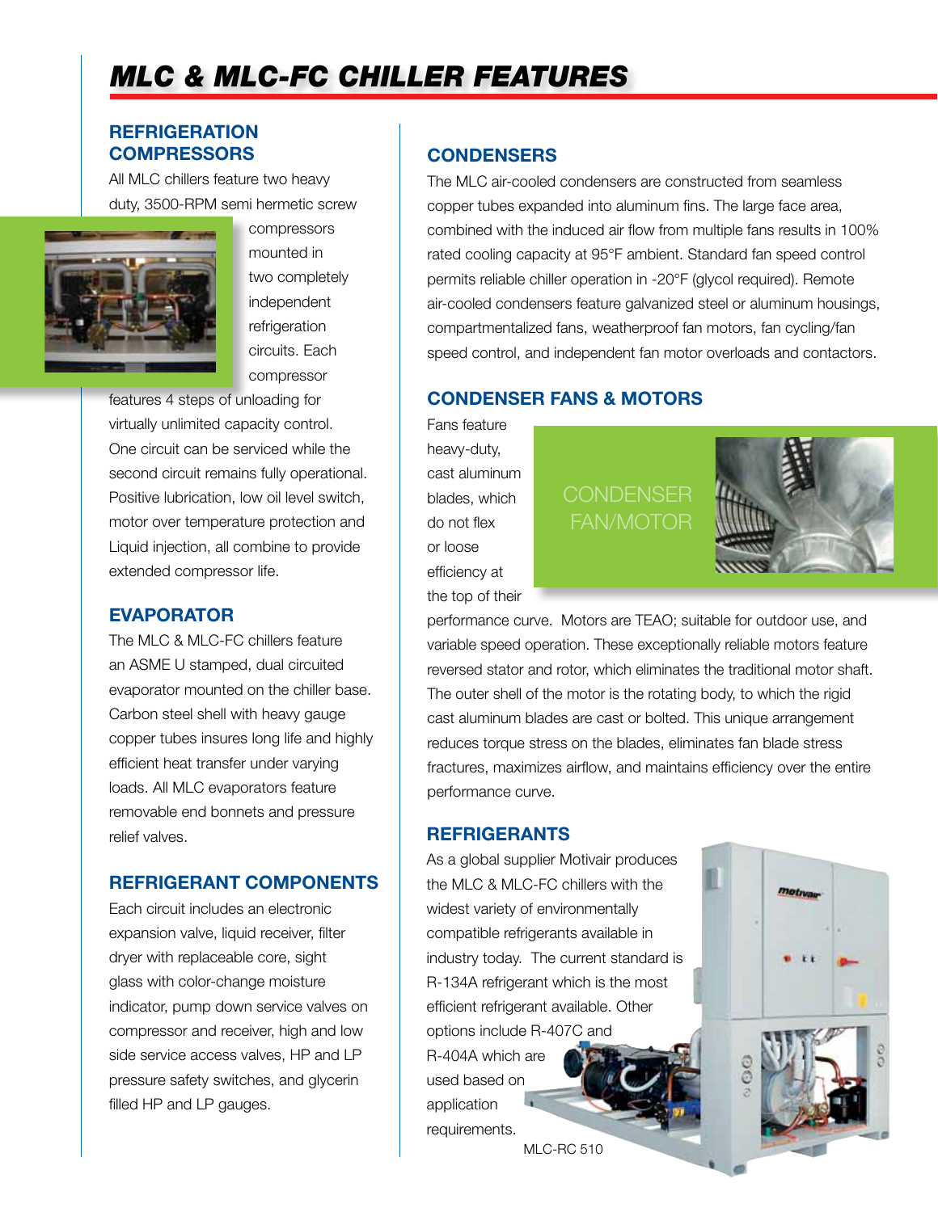# MLC & MLC-FC CHILLER FEATURES

## REFRIGERATION COMPRESSORS

All MLC chillers feature two heavy duty, 3500-RPM semi hermetic screw compressors mounted in two completely independent refrigeration circuits. Each compressor features 4 steps of unloading for virtually unlimited capacity control. One circuit can be serviced while the second circuit remains fully operational. Positive lubrication, low oil level switch, motor over temperature protection and Liquid injection, all combine to provide extended compressor life.

## EVAPORATOR

The MLC & MLC-FC chillers feature an ASME U stamped, dual circuited evaporator mounted on the chiller base. Carbon steel shell with heavy gauge copper tubes insures long life and highly efficient heat transfer under varying loads. All MLC evaporators feature removable end bonnets and pressure relief valves.

## REFRIGERANT COMPONENTS

Each circuit includes an electronic expansion valve, liquid receiver, filter dryer with replaceable core, sight glass with color-change moisture indicator, pump down service valves on compressor and receiver, high and low side service access valves, HP and LP pressure safety switches, and glycerin filled HP and LP gauges.

## CONDENSERS

The MLC air-cooled condensers are constructed from seamless copper tubes expanded into aluminum fins. The large face area, combined with the induced air flow from multiple fans results in 100% rated cooling capacity at 95°F ambient. Standard fan speed control permits reliable chiller operation in -20°F (glycol required). Remote air-cooled condensers feature galvanized steel or aluminum housings, compartmentalized fans, weatherproof fan motors, fan cycling/fan speed control, and independent fan motor overloads and contactors.

## CONDENSER FANS & MOTORS

Fans feature heavy-duty, cast aluminum blades, which do not flex or loose efficiency at the top of their performance curve. Motors are TEAO; suitable for outdoor use, and variable speed operation. These exceptionally reliable motors feature reversed stator and rotor, which eliminates the traditional motor shaft. The outer shell of the motor is the rotating body, to which the rigid cast aluminum blades are cast or bolted. This unique arrangement reduces torque stress on the blades, eliminates fan blade stress fractures, maximizes airflow, and maintains efficiency over the entire performance curve.

CONDENSER FAN/MOTOR

## REFRIGERANTS

As a global supplier Motivair produces the MLC & MLC-FC chillers with the widest variety of environmentally compatible refrigerants available in industry today. The current standard is R-134A refrigerant which is the most efficient refrigerant available. Other options include R-407C and R-404A which are used based on application requirements.

MLC-RC 510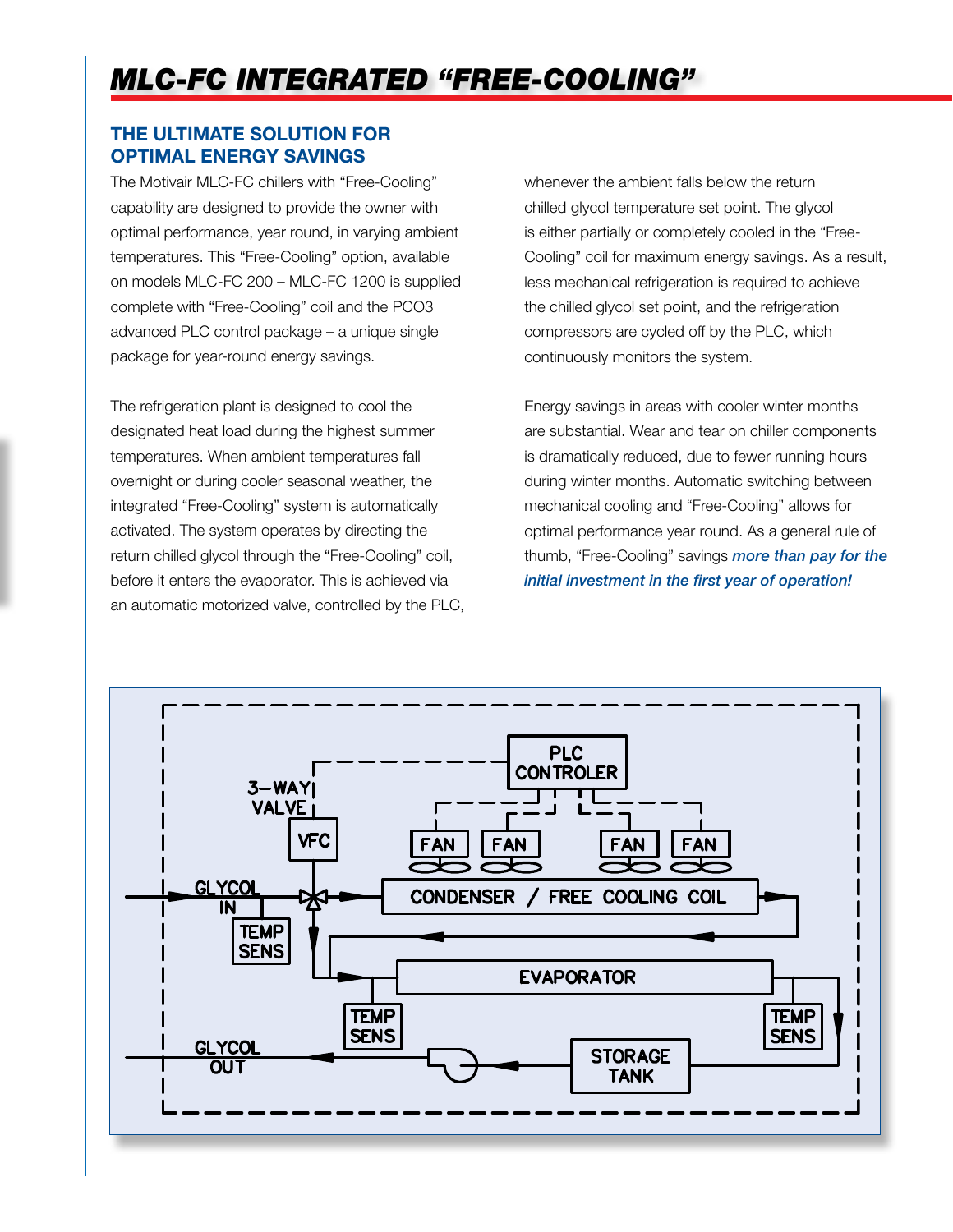# *MLC-FC INTEGRATED "FREE-COOLING"*

## THE ULTIMATE SOLUTION FOR OPTIMAL ENERGY SAVINGS

The Motivair MLC-FC chillers with "Free-Cooling" capability are designed to provide the owner with optimal performance, year round, in varying ambient temperatures. This "Free-Cooling" option, available on models MLC-FC 200 – MLC-FC 1200 is supplied complete with "Free-Cooling" coil and the PCO3 advanced PLC control package – a unique single package for year-round energy savings.

The refrigeration plant is designed to cool the designated heat load during the highest summer temperatures. When ambient temperatures fall overnight or during cooler seasonal weather, the integrated "Free-Cooling" system is automatically activated. The system operates by directing the return chilled glycol through the "Free-Cooling" coil, before it enters the evaporator. This is achieved via an automatic motorized valve, controlled by the PLC, whenever the ambient falls below the return chilled glycol temperature set point. The glycol is either partially or completely cooled in the "Free-Cooling" coil for maximum energy savings. As a result, less mechanical refrigeration is required to achieve the chilled glycol set point, and the refrigeration compressors are cycled off by the PLC, which continuously monitors the system.

Energy savings in areas with cooler winter months are substantial. Wear and tear on chiller components is dramatically reduced, due to fewer running hours during winter months. Automatic switching between mechanical cooling and "Free-Cooling" allows for optimal performance year round. As a general rule of thumb, "Free-Cooling" savings ***more than pay for the initial investment in the first year of operation!***

PLC CONTROLER
3-WAY VALVE
VFC
FAN FAN FAN FAN
GLYCOL IN
CONDENSER / FREE COOLING COIL
TEMP SENS
EVAPORATOR
TEMP SENS
TEMP SENS
GLYCOL OUT
STORAGE TANK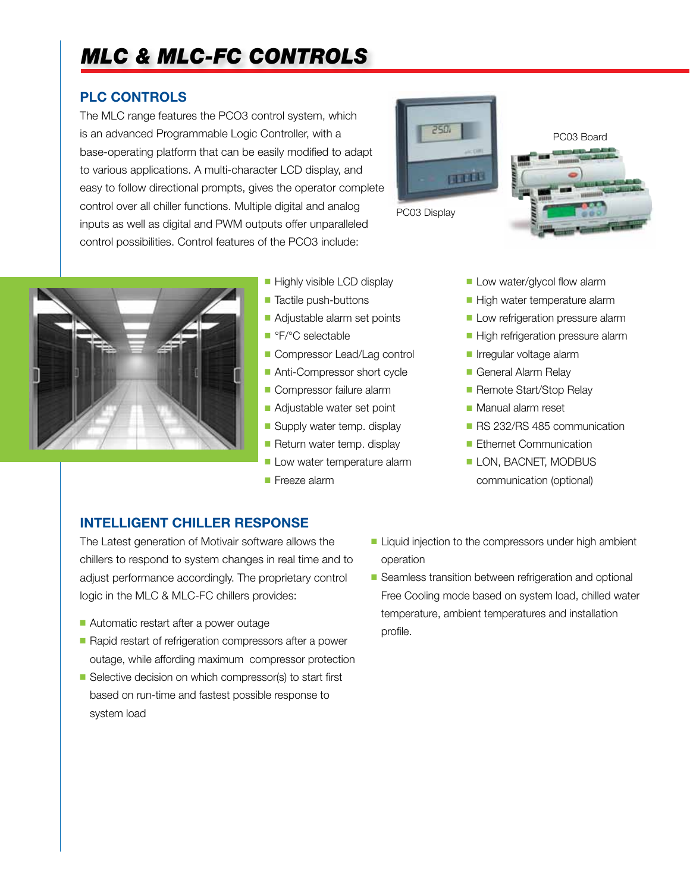# MLC & MLC-FC CONTROLS

## PLC CONTROLS

The MLC range features the PCO3 control system, which is an advanced Programmable Logic Controller, with a base-operating platform that can be easily modified to adapt to various applications. A multi-character LCD display, and easy to follow directional prompts, gives the operator complete control over all chiller functions. Multiple digital and analog inputs as well as digital and PWM outputs offer unparalleled control possibilities. Control features of the PCO3 include:

PC03 Display

PC03 Board

- Highly visible LCD display
- Tactile push-buttons
- Adjustable alarm set points
- °F/°C selectable
- Compressor Lead/Lag control
- Anti-Compressor short cycle
- Compressor failure alarm
- Adjustable water set point
- Supply water temp. display
- Return water temp. display
- Low water temperature alarm
- Freeze alarm
- Low water/glycol flow alarm
- High water temperature alarm
- Low refrigeration pressure alarm
- High refrigeration pressure alarm
- Irregular voltage alarm
- General Alarm Relay
- Remote Start/Stop Relay
- Manual alarm reset
- RS 232/RS 485 communication
- Ethernet Communication
- LON, BACNET, MODBUS communication (optional)

## INTELLIGENT CHILLER RESPONSE

The Latest generation of Motivair software allows the chillers to respond to system changes in real time and to adjust performance accordingly. The proprietary control logic in the MLC & MLC-FC chillers provides:

- Automatic restart after a power outage
- Rapid restart of refrigeration compressors after a power outage, while affording maximum compressor protection
- Selective decision on which compressor(s) to start first based on run-time and fastest possible response to system load
- Liquid injection to the compressors under high ambient operation
- Seamless transition between refrigeration and optional Free Cooling mode based on system load, chilled water temperature, ambient temperatures and installation profile.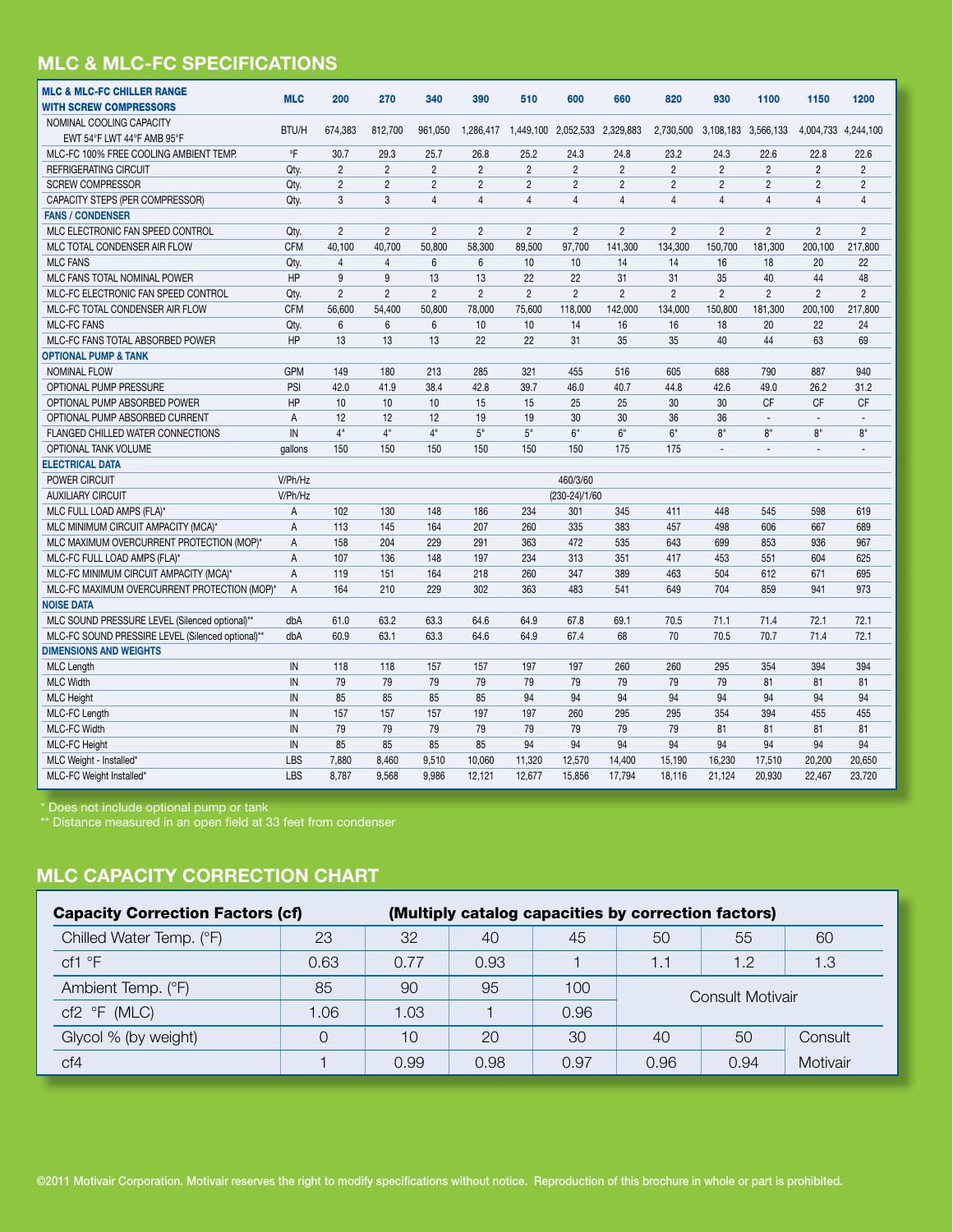## MLC & MLC-FC SPECIFICATIONS

| MLC & MLC-FC CHILLER RANGE WITH SCREW COMPRESSORS | MLC | 200 | 270 | 340 | 390 | 510 | 600 | 660 | 820 | 930 | 1100 | 1150 | 1200 |
|---|---|---|---|---|---|---|---|---|---|---|---|---|---|
| NOMINAL COOLING CAPACITY EWT 54°F LWT 44°F AMB 95°F | BTU/H | 674,383 | 812,700 | 961,050 | 1,286,417 | 1,449,100 | 2,052,533 | 2,329,883 | 2,730,500 | 3,108,183 | 3,566,133 | 4,004,733 | 4,244,100 |
| MLC-FC 100% FREE COOLING AMBIENT TEMP. | °F | 30.7 | 29.3 | 25.7 | 26.8 | 25.2 | 24.3 | 24.8 | 23.2 | 24.3 | 22.6 | 22.8 | 22.6 |
| REFRIGERATING CIRCUIT | Qty. | 2 | 2 | 2 | 2 | 2 | 2 | 2 | 2 | 2 | 2 | 2 | 2 |
| SCREW COMPRESSOR | Qty. | 2 | 2 | 2 | 2 | 2 | 2 | 2 | 2 | 2 | 2 | 2 | 2 |
| CAPACITY STEPS (PER COMPRESSOR) | Qty. | 3 | 3 | 4 | 4 | 4 | 4 | 4 | 4 | 4 | 4 | 4 | 4 |
| **FANS / CONDENSER** | | | | | | | | | | | | | |
| MLC ELECTRONIC FAN SPEED CONTROL | Qty. | 2 | 2 | 2 | 2 | 2 | 2 | 2 | 2 | 2 | 2 | 2 | 2 |
| MLC TOTAL CONDENSER AIR FLOW | CFM | 40,100 | 40,700 | 50,800 | 58,300 | 89,500 | 97,700 | 141,300 | 134,300 | 150,700 | 181,300 | 200,100 | 217,800 |
| MLC FANS | Qty. | 4 | 4 | 6 | 6 | 10 | 10 | 14 | 14 | 16 | 18 | 20 | 22 |
| MLC FANS TOTAL NOMINAL POWER | HP | 9 | 9 | 13 | 13 | 22 | 22 | 31 | 31 | 35 | 40 | 44 | 48 |
| MLC-FC ELECTRONIC FAN SPEED CONTROL | Qty. | 2 | 2 | 2 | 2 | 2 | 2 | 2 | 2 | 2 | 2 | 2 | 2 |
| MLC-FC TOTAL CONDENSER AIR FLOW | CFM | 56,600 | 54,400 | 50,800 | 78,000 | 75,600 | 118,000 | 142,000 | 134,000 | 150,800 | 181,300 | 200,100 | 217,800 |
| MLC-FC FANS | Qty. | 6 | 6 | 6 | 10 | 10 | 14 | 16 | 16 | 18 | 20 | 22 | 24 |
| MLC-FC FANS TOTAL ABSORBED POWER | HP | 13 | 13 | 13 | 22 | 22 | 31 | 35 | 35 | 40 | 44 | 63 | 69 |
| **OPTIONAL PUMP & TANK** | | | | | | | | | | | | | |
| NOMINAL FLOW | GPM | 149 | 180 | 213 | 285 | 321 | 455 | 516 | 605 | 688 | 790 | 887 | 940 |
| OPTIONAL PUMP PRESSURE | PSI | 42.0 | 41.9 | 38.4 | 42.8 | 39.7 | 46.0 | 40.7 | 44.8 | 42.6 | 49.0 | 26.2 | 31.2 |
| OPTIONAL PUMP ABSORBED POWER | HP | 10 | 10 | 10 | 15 | 15 | 25 | 25 | 30 | 30 | CF | CF | CF |
| OPTIONAL PUMP ABSORBED CURRENT | A | 12 | 12 | 12 | 19 | 19 | 30 | 30 | 36 | 36 | - | - | - |
| FLANGED CHILLED WATER CONNECTIONS | IN | 4" | 4" | 4" | 5" | 5" | 6" | 6" | 6" | 8" | 8" | 8" | 8" |
| OPTIONAL TANK VOLUME | gallons | 150 | 150 | 150 | 150 | 150 | 150 | 175 | 175 | - | - | - | - |
| **ELECTRICAL DATA** | | | | | | | | | | | | | |
| POWER CIRCUIT | V/Ph/Hz | 460/3/60 | | | | | | | | | | | |
| AUXILIARY CIRCUIT | V/Ph/Hz | (230-24)/1/60 | | | | | | | | | | | |
| MLC FULL LOAD AMPS (FLA)* | A | 102 | 130 | 148 | 186 | 234 | 301 | 345 | 411 | 448 | 545 | 598 | 619 |
| MLC MINIMUM CIRCUIT AMPACITY (MCA)* | A | 113 | 145 | 164 | 207 | 260 | 335 | 383 | 457 | 498 | 606 | 667 | 689 |
| MLC MAXIMUM OVERCURRENT PROTECTION (MOP)* | A | 158 | 204 | 229 | 291 | 363 | 472 | 535 | 643 | 699 | 853 | 936 | 967 |
| MLC-FC FULL LOAD AMPS (FLA)* | A | 107 | 136 | 148 | 197 | 234 | 313 | 351 | 417 | 453 | 551 | 604 | 625 |
| MLC-FC MINIMUM CIRCUIT AMPACITY (MCA)* | A | 119 | 151 | 164 | 218 | 260 | 347 | 389 | 463 | 504 | 612 | 671 | 695 |
| MLC-FC MAXIMUM OVERCURRENT PROTECTION (MOP)* | A | 164 | 210 | 229 | 302 | 363 | 483 | 541 | 649 | 704 | 859 | 941 | 973 |
| **NOISE DATA** | | | | | | | | | | | | | |
| MLC SOUND PRESSURE LEVEL (Silenced optional)** | dbA | 61.0 | 63.2 | 63.3 | 64.6 | 64.9 | 67.8 | 69.1 | 70.5 | 71.1 | 71.4 | 72.1 | 72.1 |
| MLC-FC SOUND PRESSIRE LEVEL (Silenced optional)** | dbA | 60.9 | 63.1 | 63.3 | 64.6 | 64.9 | 67.4 | 68 | 70 | 70.5 | 70.7 | 71.4 | 72.1 |
| **DIMENSIONS AND WEIGHTS** | | | | | | | | | | | | | |
| MLC Length | IN | 118 | 118 | 157 | 157 | 197 | 197 | 260 | 260 | 295 | 354 | 394 | 394 |
| MLC Width | IN | 79 | 79 | 79 | 79 | 79 | 79 | 79 | 79 | 79 | 81 | 81 | 81 |
| MLC Height | IN | 85 | 85 | 85 | 85 | 94 | 94 | 94 | 94 | 94 | 94 | 94 | 94 |
| MLC-FC Length | IN | 157 | 157 | 157 | 197 | 197 | 260 | 295 | 295 | 354 | 394 | 455 | 455 |
| MLC-FC Width | IN | 79 | 79 | 79 | 79 | 79 | 79 | 79 | 79 | 81 | 81 | 81 | 81 |
| MLC-FC Height | IN | 85 | 85 | 85 | 85 | 94 | 94 | 94 | 94 | 94 | 94 | 94 | 94 |
| MLC Weight - Installed* | LBS | 7,880 | 8,460 | 9,510 | 10,060 | 11,320 | 12,570 | 14,400 | 15,190 | 16,230 | 17,510 | 20,200 | 20,650 |
| MLC-FC Weight Installed* | LBS | 8,787 | 9,568 | 9,986 | 12,121 | 12,677 | 15,856 | 17,794 | 18,116 | 21,124 | 20,930 | 22,467 | 23,720 |

\* Does not include optional pump or tank
\*\* Distance measured in an open field at 33 feet from condenser

## MLC CAPACITY CORRECTION CHART

| **Capacity Correction Factors (cf)** | **(Multiply catalog capacities by correction factors)** | | | | | | |
|---|---|---|---|---|---|---|---|
| Chilled Water Temp. (°F) | 23 | 32 | 40 | 45 | 50 | 55 | 60 |
| cf1 °F | 0.63 | 0.77 | 0.93 | 1 | 1.1 | 1.2 | 1.3 |
| Ambient Temp. (°F) | 85 | 90 | 95 | 100 | Consult Motivair | | |
| cf2 °F (MLC) | 1.06 | 1.03 | 1 | 0.96 | | | |
| Glycol % (by weight) | 0 | 10 | 20 | 30 | 40 | 50 | Consult Motivair |
| cf4 | 1 | 0.99 | 0.98 | 0.97 | 0.96 | 0.94 | |

©2011 Motivair Corporation. Motivair reserves the right to modify specifications without notice. Reproduction of this brochure in whole or part is prohibited.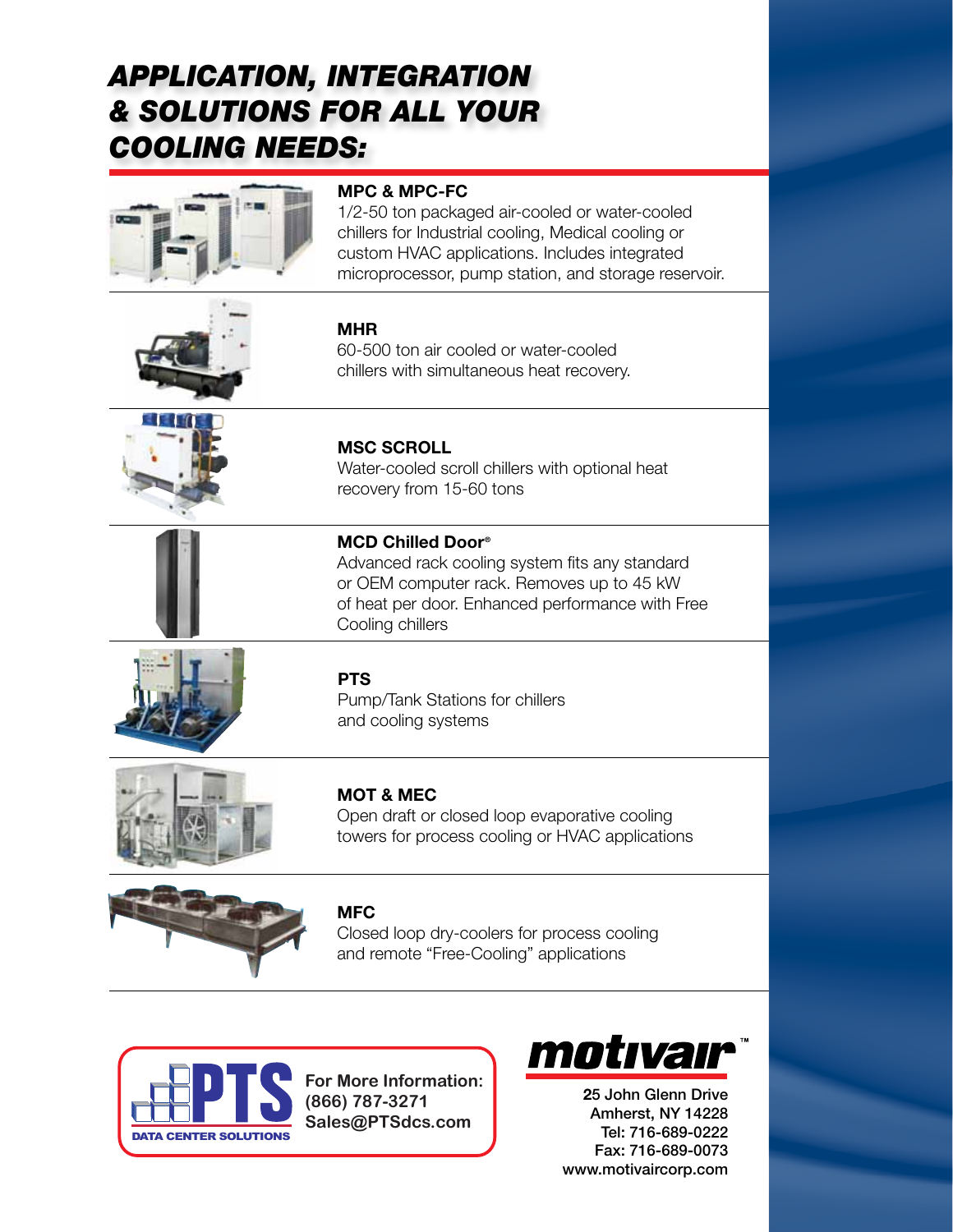# APPLICATION, INTEGRATION & SOLUTIONS FOR ALL YOUR COOLING NEEDS:

**MPC & MPC-FC**
1/2-50 ton packaged air-cooled or water-cooled chillers for Industrial cooling, Medical cooling or custom HVAC applications. Includes integrated microprocessor, pump station, and storage reservoir.

**MHR**
60-500 ton air cooled or water-cooled chillers with simultaneous heat recovery.

**MSC SCROLL**
Water-cooled scroll chillers with optional heat recovery from 15-60 tons

**MCD Chilled Door®**
Advanced rack cooling system fits any standard or OEM computer rack. Removes up to 45 kW of heat per door. Enhanced performance with Free Cooling chillers

**PTS**
Pump/Tank Stations for chillers and cooling systems

**MOT & MEC**
Open draft or closed loop evaporative cooling towers for process cooling or HVAC applications

**MFC**
Closed loop dry-coolers for process cooling and remote "Free-Cooling" applications

PTS DATA CENTER SOLUTIONS

**For More Information:**
**(866) 787-3271**
**Sales@PTSdcs.com**

motivair™

25 John Glenn Drive
Amherst, NY 14228
Tel: 716-689-0222
Fax: 716-689-0073
www.motivaircorp.com